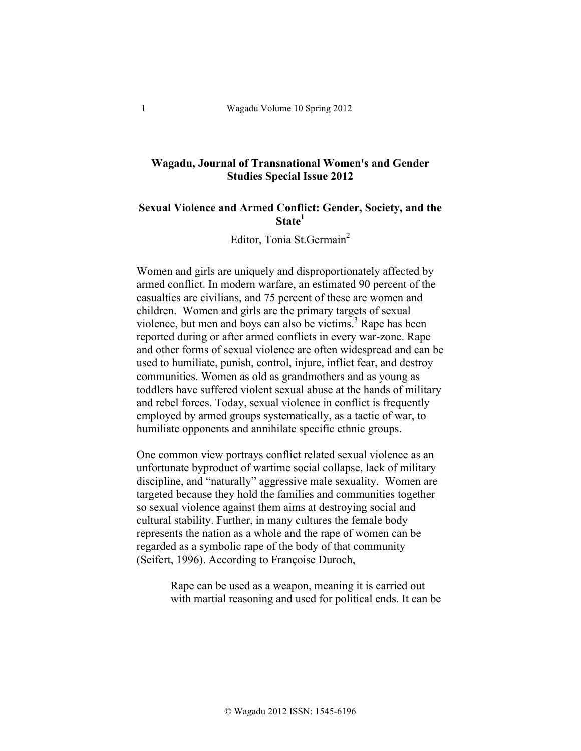# Wagadu, Journal of Transnational Women's and Gender Studies Special Issue 2012

## Sexual Violence and Armed Conflict: Gender, Society, and the State[1]

Editor, Tonia St.Germain[2]

Women and girls are uniquely and disproportionately affected by armed conflict. In modern warfare, an estimated 90 percent of the casualties are civilians, and 75 percent of these are women and children. Women and girls are the primary targets of sexual violence, but men and boys can also be victims.[3] Rape has been reported during or after armed conflicts in every war-zone. Rape and other forms of sexual violence are often widespread and can be used to humiliate, punish, control, injure, inflict fear, and destroy communities. Women as old as grandmothers and as young as toddlers have suffered violent sexual abuse at the hands of military and rebel forces. Today, sexual violence in conflict is frequently employed by armed groups systematically, as a tactic of war, to humiliate opponents and annihilate specific ethnic groups.

One common view portrays conflict related sexual violence as an unfortunate byproduct of wartime social collapse, lack of military discipline, and "naturally" aggressive male sexuality. Women are targeted because they hold the families and communities together so sexual violence against them aims at destroying social and cultural stability. Further, in many cultures the female body represents the nation as a whole and the rape of women can be regarded as a symbolic rape of the body of that community (Seifert, 1996). According to Françoise Duroch,

> Rape can be used as a weapon, meaning it is carried out with martial reasoning and used for political ends. It can be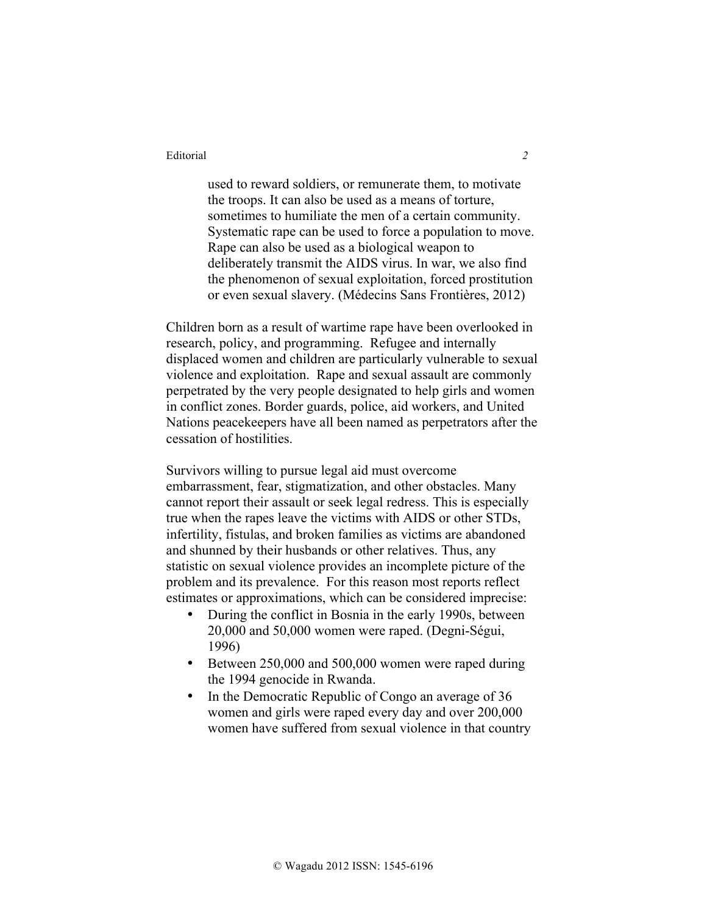> used to reward soldiers, or remunerate them, to motivate the troops. It can also be used as a means of torture, sometimes to humiliate the men of a certain community. Systematic rape can be used to force a population to move. Rape can also be used as a biological weapon to deliberately transmit the AIDS virus. In war, we also find the phenomenon of sexual exploitation, forced prostitution or even sexual slavery. (Médecins Sans Frontières, 2012)

Children born as a result of wartime rape have been overlooked in research, policy, and programming. Refugee and internally displaced women and children are particularly vulnerable to sexual violence and exploitation. Rape and sexual assault are commonly perpetrated by the very people designated to help girls and women in conflict zones. Border guards, police, aid workers, and United Nations peacekeepers have all been named as perpetrators after the cessation of hostilities.

Survivors willing to pursue legal aid must overcome embarrassment, fear, stigmatization, and other obstacles. Many cannot report their assault or seek legal redress. This is especially true when the rapes leave the victims with AIDS or other STDs, infertility, fistulas, and broken families as victims are abandoned and shunned by their husbands or other relatives. Thus, any statistic on sexual violence provides an incomplete picture of the problem and its prevalence. For this reason most reports reflect estimates or approximations, which can be considered imprecise:

- During the conflict in Bosnia in the early 1990s, between 20,000 and 50,000 women were raped. (Degni-Ségui, 1996)
- Between 250,000 and 500,000 women were raped during the 1994 genocide in Rwanda.
- In the Democratic Republic of Congo an average of 36 women and girls were raped every day and over 200,000 women have suffered from sexual violence in that country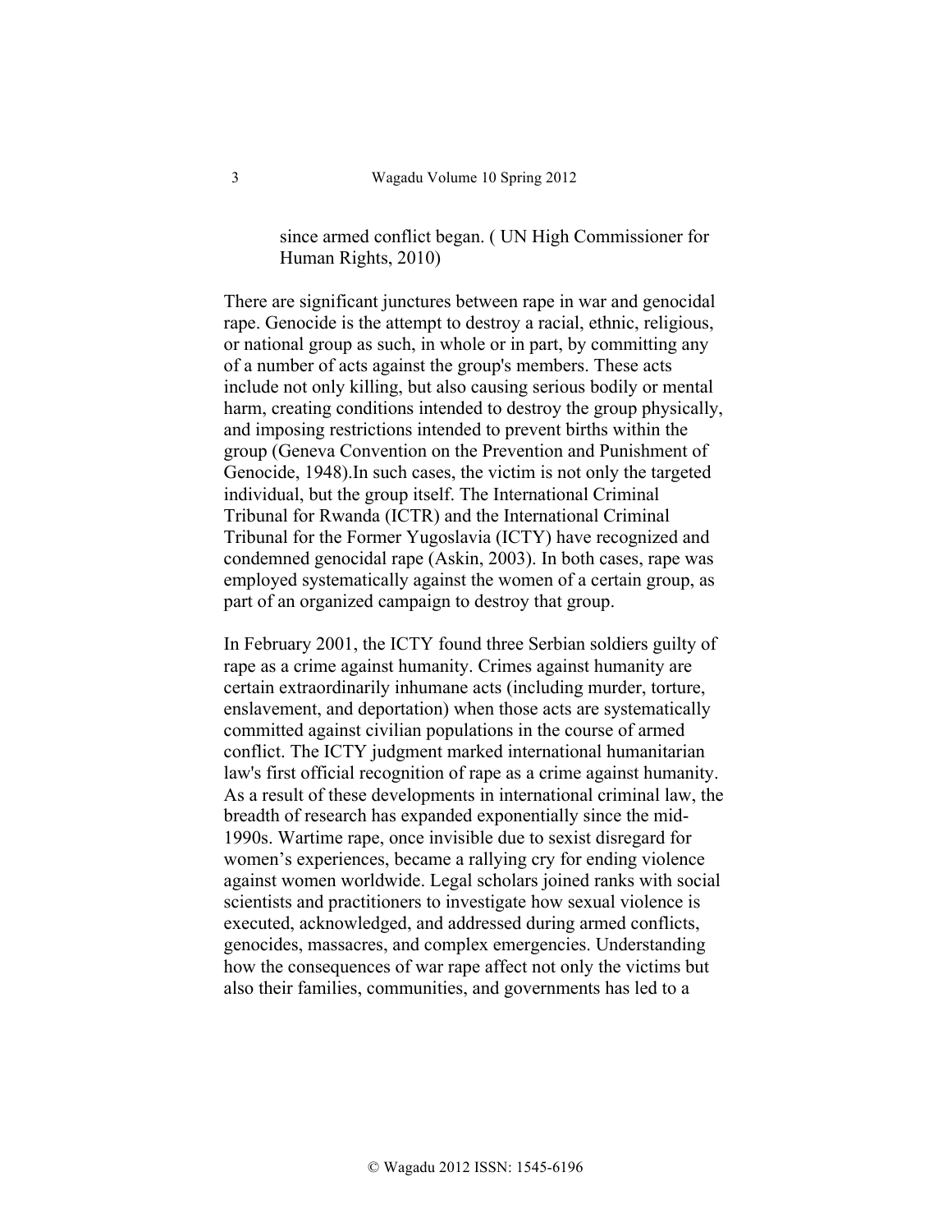since armed conflict began. ( UN High Commissioner for Human Rights, 2010)

There are significant junctures between rape in war and genocidal rape. Genocide is the attempt to destroy a racial, ethnic, religious, or national group as such, in whole or in part, by committing any of a number of acts against the group's members. These acts include not only killing, but also causing serious bodily or mental harm, creating conditions intended to destroy the group physically, and imposing restrictions intended to prevent births within the group (Geneva Convention on the Prevention and Punishment of Genocide, 1948).In such cases, the victim is not only the targeted individual, but the group itself. The International Criminal Tribunal for Rwanda (ICTR) and the International Criminal Tribunal for the Former Yugoslavia (ICTY) have recognized and condemned genocidal rape (Askin, 2003). In both cases, rape was employed systematically against the women of a certain group, as part of an organized campaign to destroy that group.

In February 2001, the ICTY found three Serbian soldiers guilty of rape as a crime against humanity. Crimes against humanity are certain extraordinarily inhumane acts (including murder, torture, enslavement, and deportation) when those acts are systematically committed against civilian populations in the course of armed conflict. The ICTY judgment marked international humanitarian law's first official recognition of rape as a crime against humanity. As a result of these developments in international criminal law, the breadth of research has expanded exponentially since the mid-1990s. Wartime rape, once invisible due to sexist disregard for women's experiences, became a rallying cry for ending violence against women worldwide. Legal scholars joined ranks with social scientists and practitioners to investigate how sexual violence is executed, acknowledged, and addressed during armed conflicts, genocides, massacres, and complex emergencies. Understanding how the consequences of war rape affect not only the victims but also their families, communities, and governments has led to a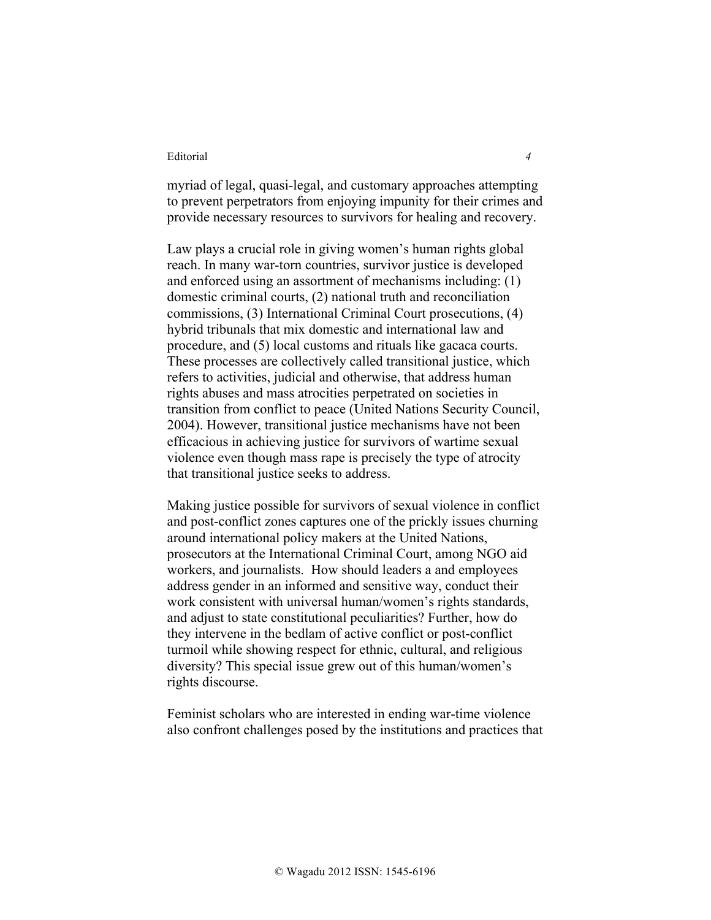myriad of legal, quasi-legal, and customary approaches attempting to prevent perpetrators from enjoying impunity for their crimes and provide necessary resources to survivors for healing and recovery.

Law plays a crucial role in giving women's human rights global reach. In many war-torn countries, survivor justice is developed and enforced using an assortment of mechanisms including: (1) domestic criminal courts, (2) national truth and reconciliation commissions, (3) International Criminal Court prosecutions, (4) hybrid tribunals that mix domestic and international law and procedure, and (5) local customs and rituals like gacaca courts. These processes are collectively called transitional justice, which refers to activities, judicial and otherwise, that address human rights abuses and mass atrocities perpetrated on societies in transition from conflict to peace (United Nations Security Council, 2004). However, transitional justice mechanisms have not been efficacious in achieving justice for survivors of wartime sexual violence even though mass rape is precisely the type of atrocity that transitional justice seeks to address.

Making justice possible for survivors of sexual violence in conflict and post-conflict zones captures one of the prickly issues churning around international policy makers at the United Nations, prosecutors at the International Criminal Court, among NGO aid workers, and journalists. How should leaders a and employees address gender in an informed and sensitive way, conduct their work consistent with universal human/women's rights standards, and adjust to state constitutional peculiarities? Further, how do they intervene in the bedlam of active conflict or post-conflict turmoil while showing respect for ethnic, cultural, and religious diversity? This special issue grew out of this human/women's rights discourse.

Feminist scholars who are interested in ending war-time violence also confront challenges posed by the institutions and practices that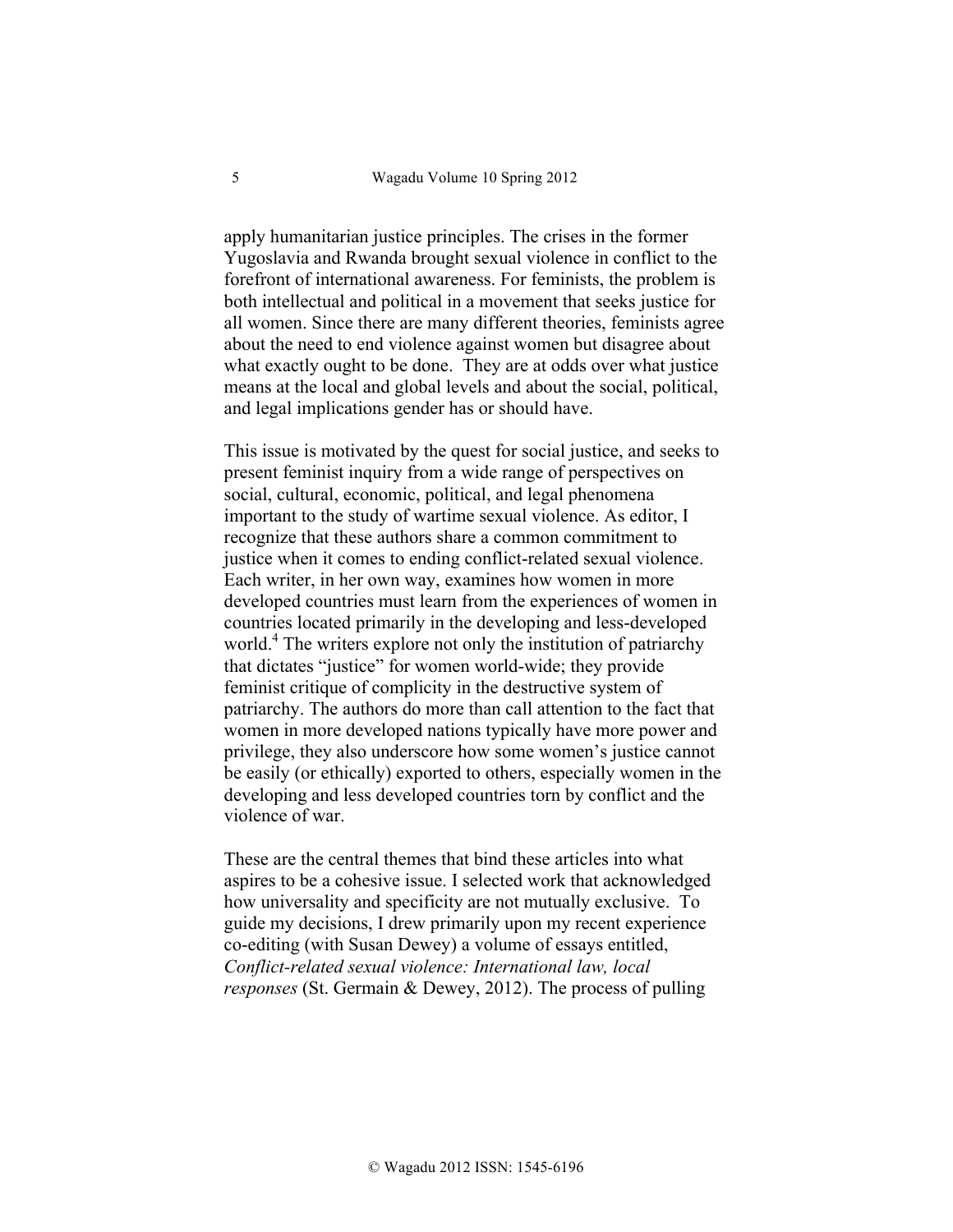apply humanitarian justice principles. The crises in the former Yugoslavia and Rwanda brought sexual violence in conflict to the forefront of international awareness. For feminists, the problem is both intellectual and political in a movement that seeks justice for all women. Since there are many different theories, feminists agree about the need to end violence against women but disagree about what exactly ought to be done. They are at odds over what justice means at the local and global levels and about the social, political, and legal implications gender has or should have.

This issue is motivated by the quest for social justice, and seeks to present feminist inquiry from a wide range of perspectives on social, cultural, economic, political, and legal phenomena important to the study of wartime sexual violence. As editor, I recognize that these authors share a common commitment to justice when it comes to ending conflict-related sexual violence. Each writer, in her own way, examines how women in more developed countries must learn from the experiences of women in countries located primarily in the developing and less-developed world.[4] The writers explore not only the institution of patriarchy that dictates "justice" for women world-wide; they provide feminist critique of complicity in the destructive system of patriarchy. The authors do more than call attention to the fact that women in more developed nations typically have more power and privilege, they also underscore how some women's justice cannot be easily (or ethically) exported to others, especially women in the developing and less developed countries torn by conflict and the violence of war.

These are the central themes that bind these articles into what aspires to be a cohesive issue. I selected work that acknowledged how universality and specificity are not mutually exclusive. To guide my decisions, I drew primarily upon my recent experience co-editing (with Susan Dewey) a volume of essays entitled, *Conflict-related sexual violence: International law, local responses* (St. Germain & Dewey, 2012). The process of pulling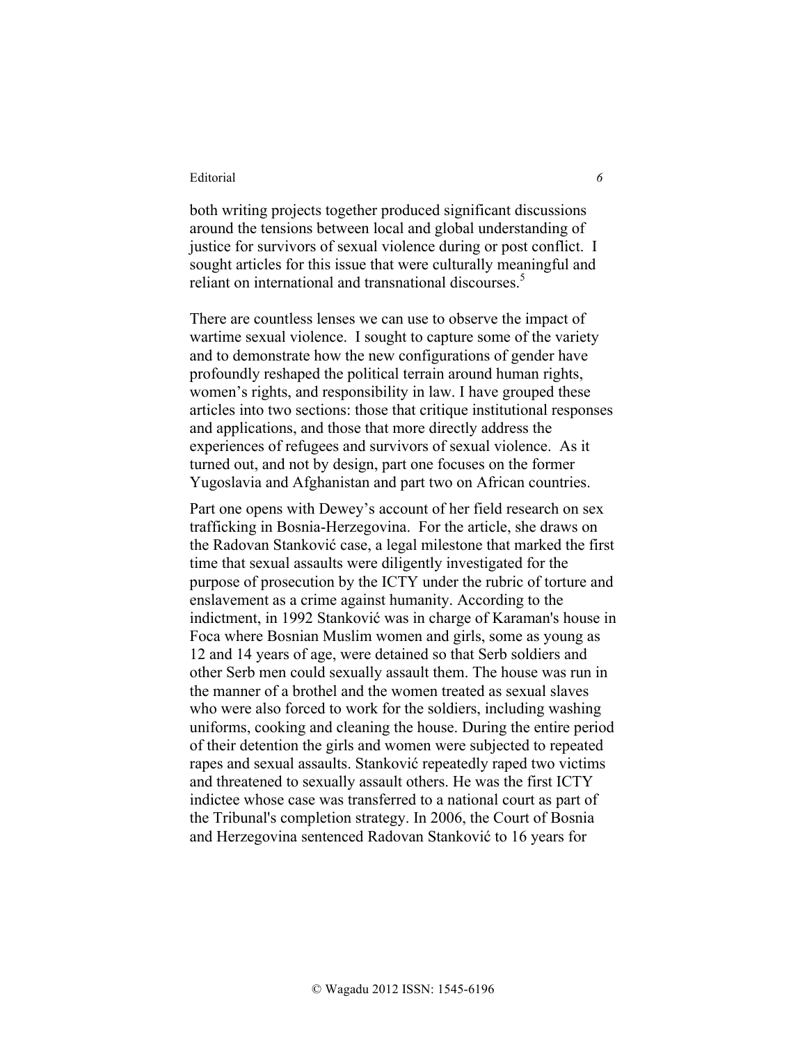both writing projects together produced significant discussions around the tensions between local and global understanding of justice for survivors of sexual violence during or post conflict. I sought articles for this issue that were culturally meaningful and reliant on international and transnational discourses.[5]

There are countless lenses we can use to observe the impact of wartime sexual violence. I sought to capture some of the variety and to demonstrate how the new configurations of gender have profoundly reshaped the political terrain around human rights, women's rights, and responsibility in law. I have grouped these articles into two sections: those that critique institutional responses and applications, and those that more directly address the experiences of refugees and survivors of sexual violence. As it turned out, and not by design, part one focuses on the former Yugoslavia and Afghanistan and part two on African countries.

Part one opens with Dewey's account of her field research on sex trafficking in Bosnia-Herzegovina. For the article, she draws on the Radovan Stanković case, a legal milestone that marked the first time that sexual assaults were diligently investigated for the purpose of prosecution by the ICTY under the rubric of torture and enslavement as a crime against humanity. According to the indictment, in 1992 Stanković was in charge of Karaman's house in Foca where Bosnian Muslim women and girls, some as young as 12 and 14 years of age, were detained so that Serb soldiers and other Serb men could sexually assault them. The house was run in the manner of a brothel and the women treated as sexual slaves who were also forced to work for the soldiers, including washing uniforms, cooking and cleaning the house. During the entire period of their detention the girls and women were subjected to repeated rapes and sexual assaults. Stanković repeatedly raped two victims and threatened to sexually assault others. He was the first ICTY indictee whose case was transferred to a national court as part of the Tribunal's completion strategy. In 2006, the Court of Bosnia and Herzegovina sentenced Radovan Stanković to 16 years for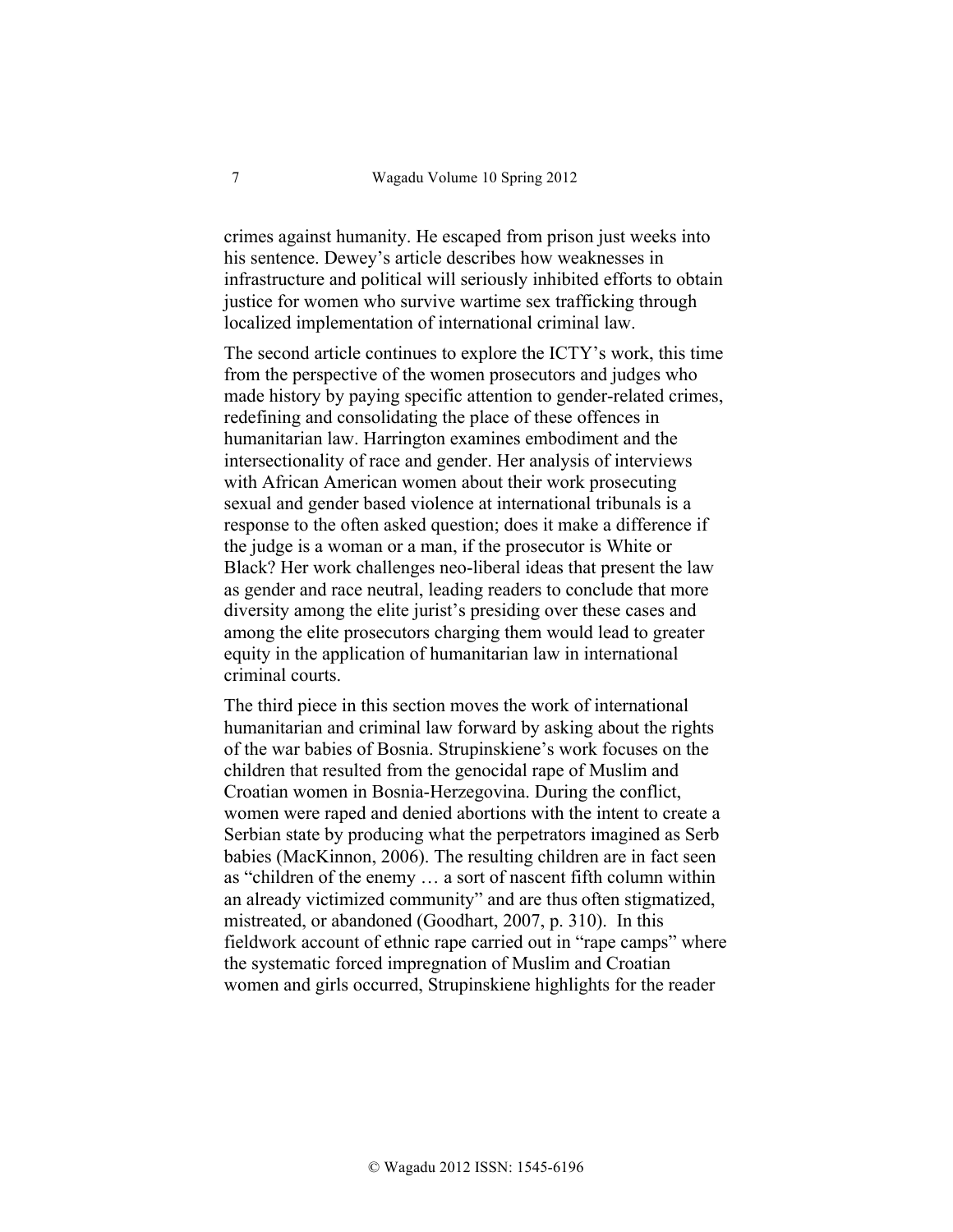crimes against humanity. He escaped from prison just weeks into his sentence. Dewey's article describes how weaknesses in infrastructure and political will seriously inhibited efforts to obtain justice for women who survive wartime sex trafficking through localized implementation of international criminal law.

The second article continues to explore the ICTY's work, this time from the perspective of the women prosecutors and judges who made history by paying specific attention to gender-related crimes, redefining and consolidating the place of these offences in humanitarian law. Harrington examines embodiment and the intersectionality of race and gender. Her analysis of interviews with African American women about their work prosecuting sexual and gender based violence at international tribunals is a response to the often asked question; does it make a difference if the judge is a woman or a man, if the prosecutor is White or Black? Her work challenges neo-liberal ideas that present the law as gender and race neutral, leading readers to conclude that more diversity among the elite jurist's presiding over these cases and among the elite prosecutors charging them would lead to greater equity in the application of humanitarian law in international criminal courts.

The third piece in this section moves the work of international humanitarian and criminal law forward by asking about the rights of the war babies of Bosnia. Strupinskiene's work focuses on the children that resulted from the genocidal rape of Muslim and Croatian women in Bosnia-Herzegovina. During the conflict, women were raped and denied abortions with the intent to create a Serbian state by producing what the perpetrators imagined as Serb babies (MacKinnon, 2006). The resulting children are in fact seen as "children of the enemy … a sort of nascent fifth column within an already victimized community" and are thus often stigmatized, mistreated, or abandoned (Goodhart, 2007, p. 310). In this fieldwork account of ethnic rape carried out in "rape camps" where the systematic forced impregnation of Muslim and Croatian women and girls occurred, Strupinskiene highlights for the reader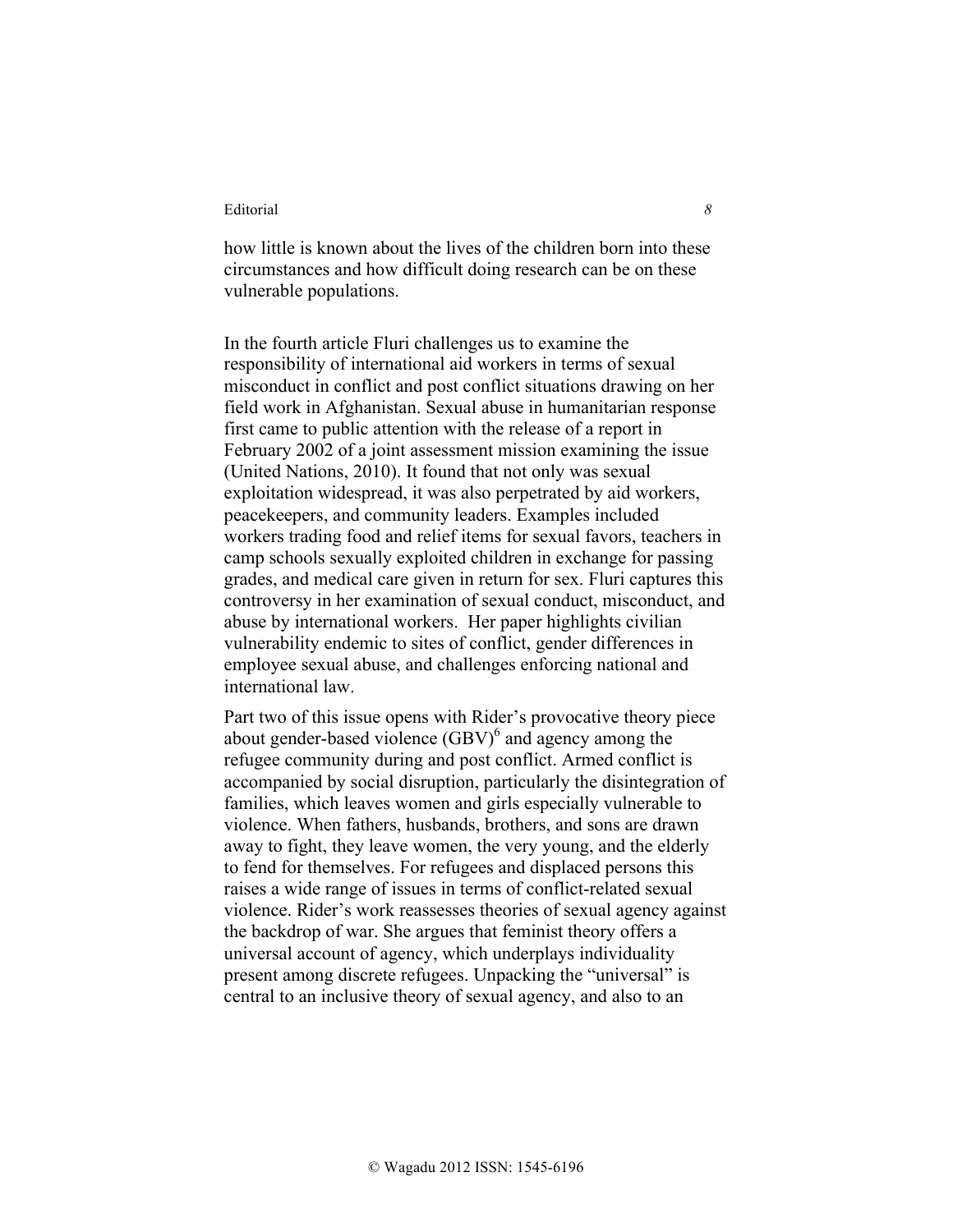how little is known about the lives of the children born into these circumstances and how difficult doing research can be on these vulnerable populations.

In the fourth article Fluri challenges us to examine the responsibility of international aid workers in terms of sexual misconduct in conflict and post conflict situations drawing on her field work in Afghanistan. Sexual abuse in humanitarian response first came to public attention with the release of a report in February 2002 of a joint assessment mission examining the issue (United Nations, 2010). It found that not only was sexual exploitation widespread, it was also perpetrated by aid workers, peacekeepers, and community leaders. Examples included workers trading food and relief items for sexual favors, teachers in camp schools sexually exploited children in exchange for passing grades, and medical care given in return for sex. Fluri captures this controversy in her examination of sexual conduct, misconduct, and abuse by international workers. Her paper highlights civilian vulnerability endemic to sites of conflict, gender differences in employee sexual abuse, and challenges enforcing national and international law.

Part two of this issue opens with Rider's provocative theory piece about gender-based violence (GBV)[6] and agency among the refugee community during and post conflict. Armed conflict is accompanied by social disruption, particularly the disintegration of families, which leaves women and girls especially vulnerable to violence. When fathers, husbands, brothers, and sons are drawn away to fight, they leave women, the very young, and the elderly to fend for themselves. For refugees and displaced persons this raises a wide range of issues in terms of conflict-related sexual violence. Rider's work reassesses theories of sexual agency against the backdrop of war. She argues that feminist theory offers a universal account of agency, which underplays individuality present among discrete refugees. Unpacking the "universal" is central to an inclusive theory of sexual agency, and also to an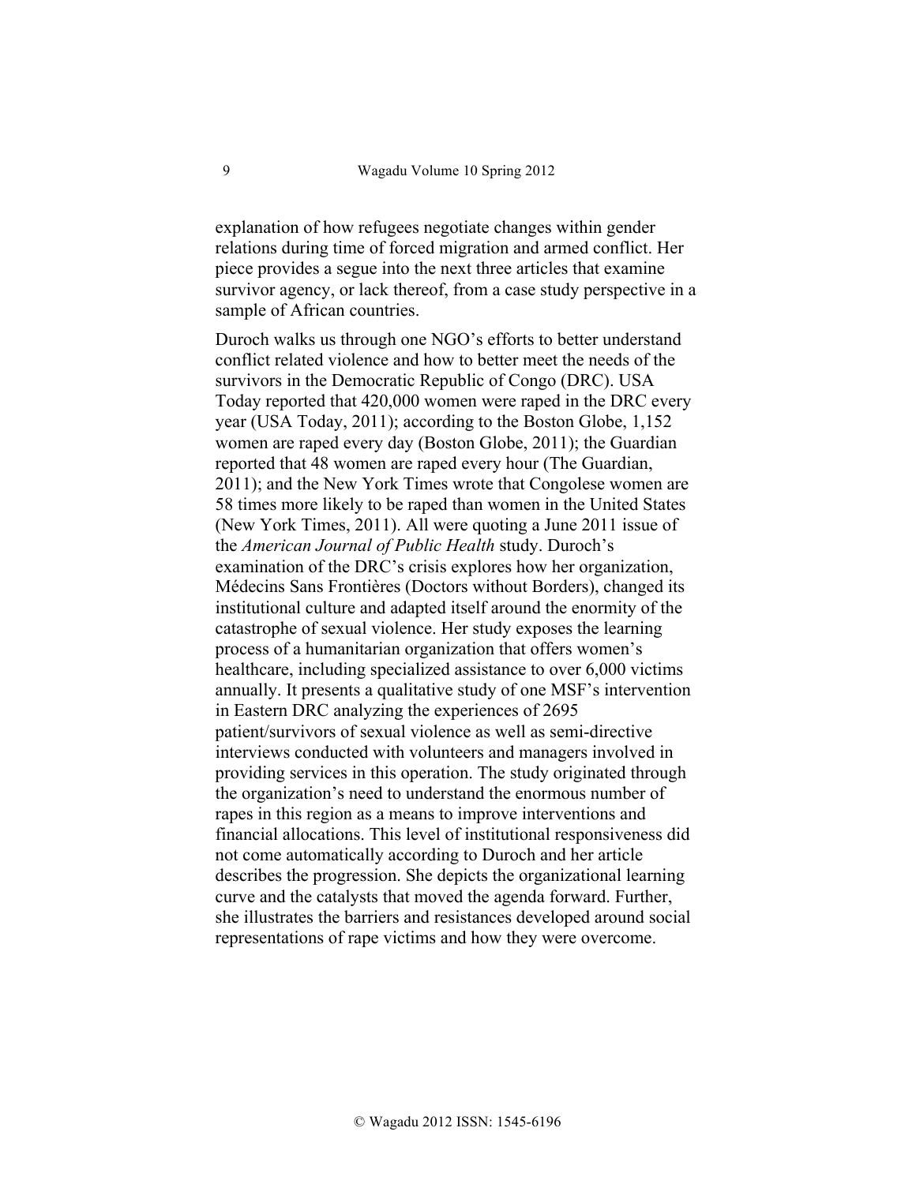explanation of how refugees negotiate changes within gender relations during time of forced migration and armed conflict. Her piece provides a segue into the next three articles that examine survivor agency, or lack thereof, from a case study perspective in a sample of African countries.

Duroch walks us through one NGO's efforts to better understand conflict related violence and how to better meet the needs of the survivors in the Democratic Republic of Congo (DRC). USA Today reported that 420,000 women were raped in the DRC every year (USA Today, 2011); according to the Boston Globe, 1,152 women are raped every day (Boston Globe, 2011); the Guardian reported that 48 women are raped every hour (The Guardian, 2011); and the New York Times wrote that Congolese women are 58 times more likely to be raped than women in the United States (New York Times, 2011). All were quoting a June 2011 issue of the *American Journal of Public Health* study. Duroch's examination of the DRC's crisis explores how her organization, Médecins Sans Frontières (Doctors without Borders), changed its institutional culture and adapted itself around the enormity of the catastrophe of sexual violence. Her study exposes the learning process of a humanitarian organization that offers women's healthcare, including specialized assistance to over 6,000 victims annually. It presents a qualitative study of one MSF's intervention in Eastern DRC analyzing the experiences of 2695 patient/survivors of sexual violence as well as semi-directive interviews conducted with volunteers and managers involved in providing services in this operation. The study originated through the organization's need to understand the enormous number of rapes in this region as a means to improve interventions and financial allocations. This level of institutional responsiveness did not come automatically according to Duroch and her article describes the progression. She depicts the organizational learning curve and the catalysts that moved the agenda forward. Further, she illustrates the barriers and resistances developed around social representations of rape victims and how they were overcome.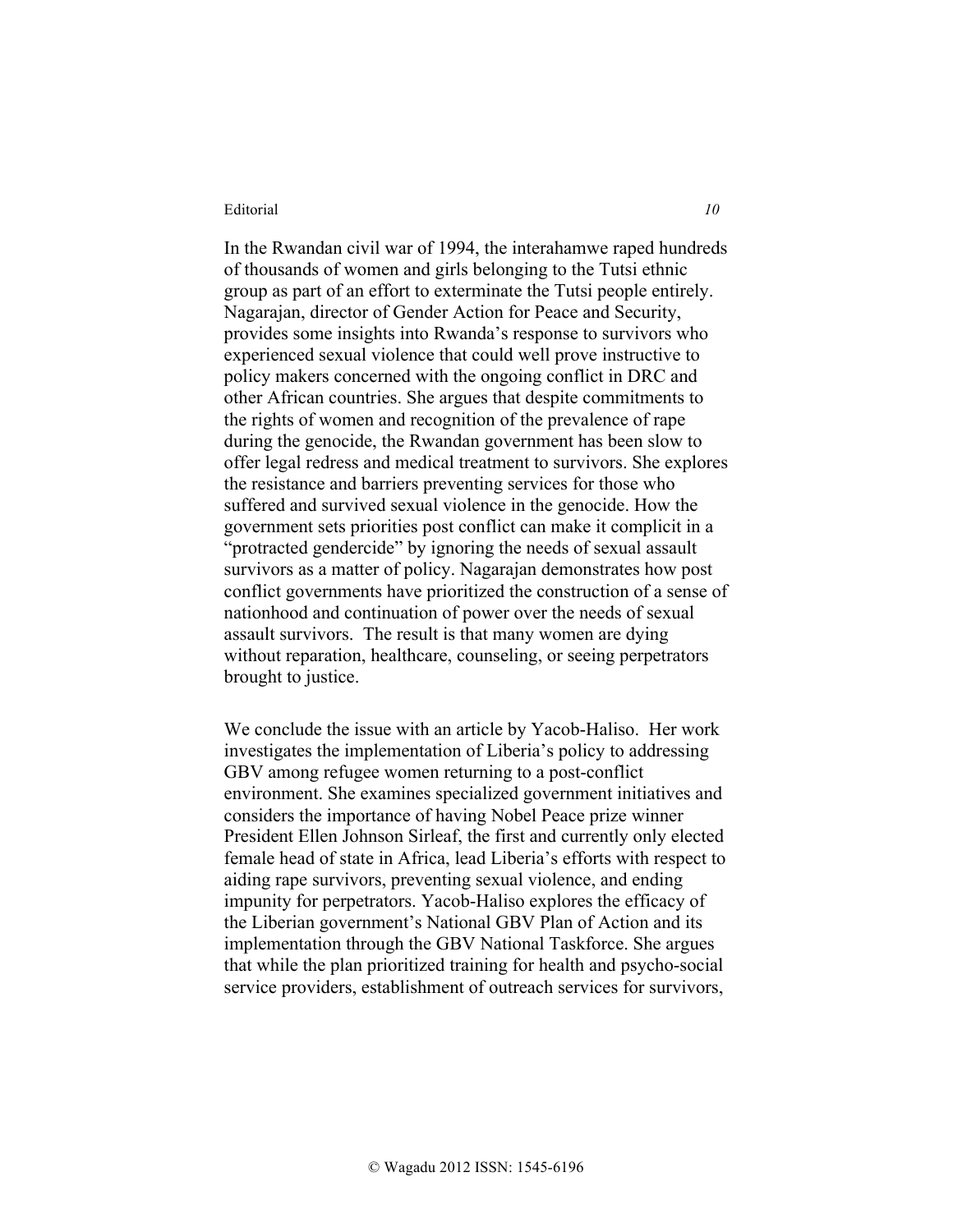In the Rwandan civil war of 1994, the interahamwe raped hundreds of thousands of women and girls belonging to the Tutsi ethnic group as part of an effort to exterminate the Tutsi people entirely. Nagarajan, director of Gender Action for Peace and Security, provides some insights into Rwanda's response to survivors who experienced sexual violence that could well prove instructive to policy makers concerned with the ongoing conflict in DRC and other African countries. She argues that despite commitments to the rights of women and recognition of the prevalence of rape during the genocide, the Rwandan government has been slow to offer legal redress and medical treatment to survivors. She explores the resistance and barriers preventing services for those who suffered and survived sexual violence in the genocide. How the government sets priorities post conflict can make it complicit in a "protracted gendercide" by ignoring the needs of sexual assault survivors as a matter of policy. Nagarajan demonstrates how post conflict governments have prioritized the construction of a sense of nationhood and continuation of power over the needs of sexual assault survivors. The result is that many women are dying without reparation, healthcare, counseling, or seeing perpetrators brought to justice.

We conclude the issue with an article by Yacob-Haliso. Her work investigates the implementation of Liberia's policy to addressing GBV among refugee women returning to a post-conflict environment. She examines specialized government initiatives and considers the importance of having Nobel Peace prize winner President Ellen Johnson Sirleaf, the first and currently only elected female head of state in Africa, lead Liberia's efforts with respect to aiding rape survivors, preventing sexual violence, and ending impunity for perpetrators. Yacob-Haliso explores the efficacy of the Liberian government's National GBV Plan of Action and its implementation through the GBV National Taskforce. She argues that while the plan prioritized training for health and psycho-social service providers, establishment of outreach services for survivors,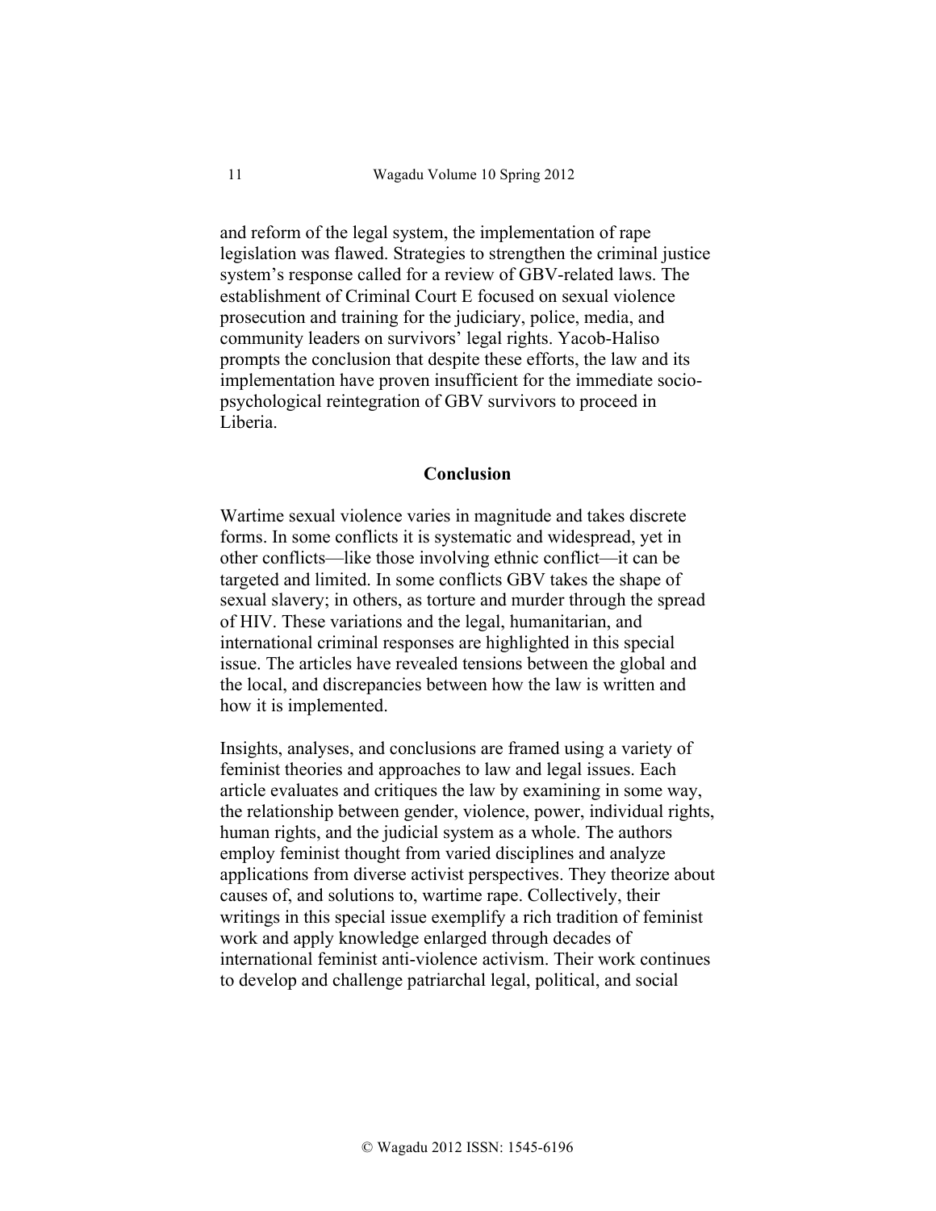and reform of the legal system, the implementation of rape legislation was flawed. Strategies to strengthen the criminal justice system's response called for a review of GBV-related laws. The establishment of Criminal Court E focused on sexual violence prosecution and training for the judiciary, police, media, and community leaders on survivors' legal rights. Yacob-Haliso prompts the conclusion that despite these efforts, the law and its implementation have proven insufficient for the immediate socio-psychological reintegration of GBV survivors to proceed in Liberia.

## Conclusion

Wartime sexual violence varies in magnitude and takes discrete forms. In some conflicts it is systematic and widespread, yet in other conflicts—like those involving ethnic conflict—it can be targeted and limited. In some conflicts GBV takes the shape of sexual slavery; in others, as torture and murder through the spread of HIV. These variations and the legal, humanitarian, and international criminal responses are highlighted in this special issue. The articles have revealed tensions between the global and the local, and discrepancies between how the law is written and how it is implemented.

Insights, analyses, and conclusions are framed using a variety of feminist theories and approaches to law and legal issues. Each article evaluates and critiques the law by examining in some way, the relationship between gender, violence, power, individual rights, human rights, and the judicial system as a whole. The authors employ feminist thought from varied disciplines and analyze applications from diverse activist perspectives. They theorize about causes of, and solutions to, wartime rape. Collectively, their writings in this special issue exemplify a rich tradition of feminist work and apply knowledge enlarged through decades of international feminist anti-violence activism. Their work continues to develop and challenge patriarchal legal, political, and social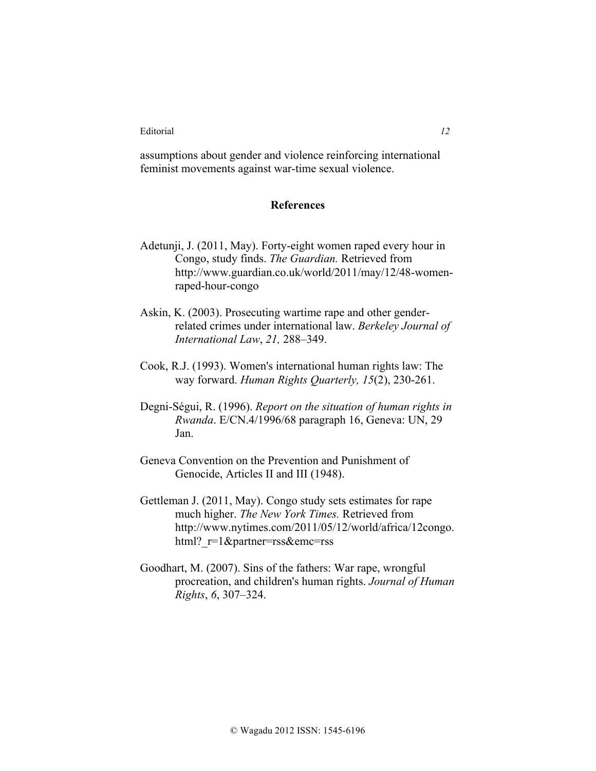assumptions about gender and violence reinforcing international feminist movements against war-time sexual violence.

## References

Adetunji, J. (2011, May). Forty-eight women raped every hour in Congo, study finds. *The Guardian.* Retrieved from http://www.guardian.co.uk/world/2011/may/12/48-women-raped-hour-congo

Askin, K. (2003). Prosecuting wartime rape and other gender-related crimes under international law. *Berkeley Journal of International Law*, *21,* 288–349.

Cook, R.J. (1993). Women's international human rights law: The way forward. *Human Rights Quarterly, 15*(2), 230-261.

Degni-Ségui, R. (1996). *Report on the situation of human rights in Rwanda*. E/CN.4/1996/68 paragraph 16, Geneva: UN, 29 Jan.

Geneva Convention on the Prevention and Punishment of Genocide, Articles II and III (1948).

Gettleman J. (2011, May). Congo study sets estimates for rape much higher. *The New York Times.* Retrieved from http://www.nytimes.com/2011/05/12/world/africa/12congo.html?_r=1&partner=rss&emc=rss

Goodhart, M. (2007). Sins of the fathers: War rape, wrongful procreation, and children's human rights. *Journal of Human Rights*, *6*, 307–324.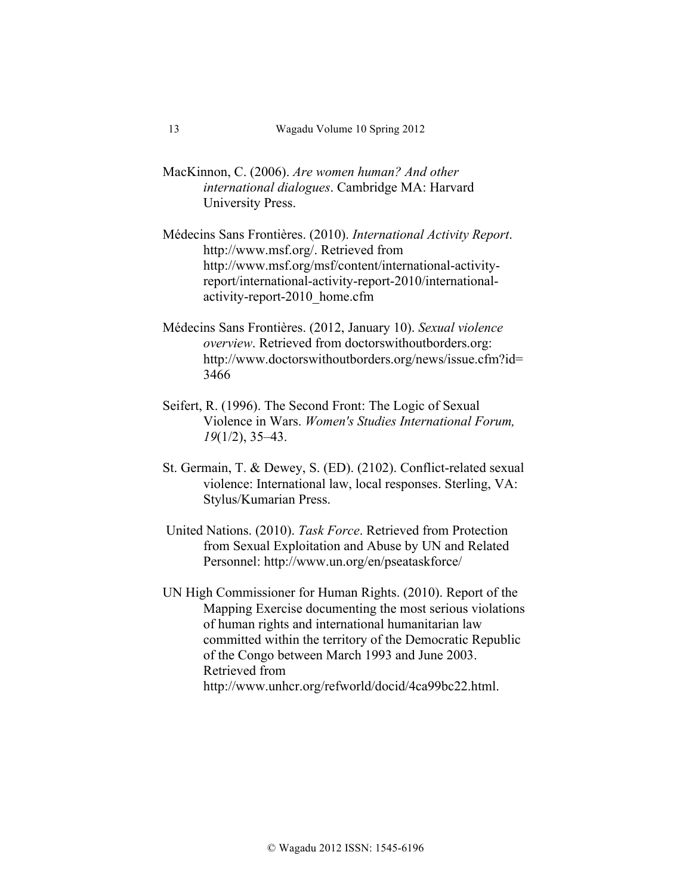MacKinnon, C. (2006). *Are women human? And other international dialogues*. Cambridge MA: Harvard University Press.

Médecins Sans Frontières. (2010). *International Activity Report*. http://www.msf.org/. Retrieved from http://www.msf.org/msf/content/international-activity-report/international-activity-report-2010/international-activity-report-2010_home.cfm

Médecins Sans Frontières. (2012, January 10). *Sexual violence overview*. Retrieved from doctorswithoutborders.org: http://www.doctorswithoutborders.org/news/issue.cfm?id=3466

Seifert, R. (1996). The Second Front: The Logic of Sexual Violence in Wars. *Women's Studies International Forum, 19*(1/2), 35–43.

St. Germain, T. & Dewey, S. (ED). (2102). Conflict-related sexual violence: International law, local responses. Sterling, VA: Stylus/Kumarian Press.

United Nations. (2010). *Task Force*. Retrieved from Protection from Sexual Exploitation and Abuse by UN and Related Personnel: http://www.un.org/en/pseataskforce/

UN High Commissioner for Human Rights. (2010). Report of the Mapping Exercise documenting the most serious violations of human rights and international humanitarian law committed within the territory of the Democratic Republic of the Congo between March 1993 and June 2003. Retrieved from http://www.unhcr.org/refworld/docid/4ca99bc22.html.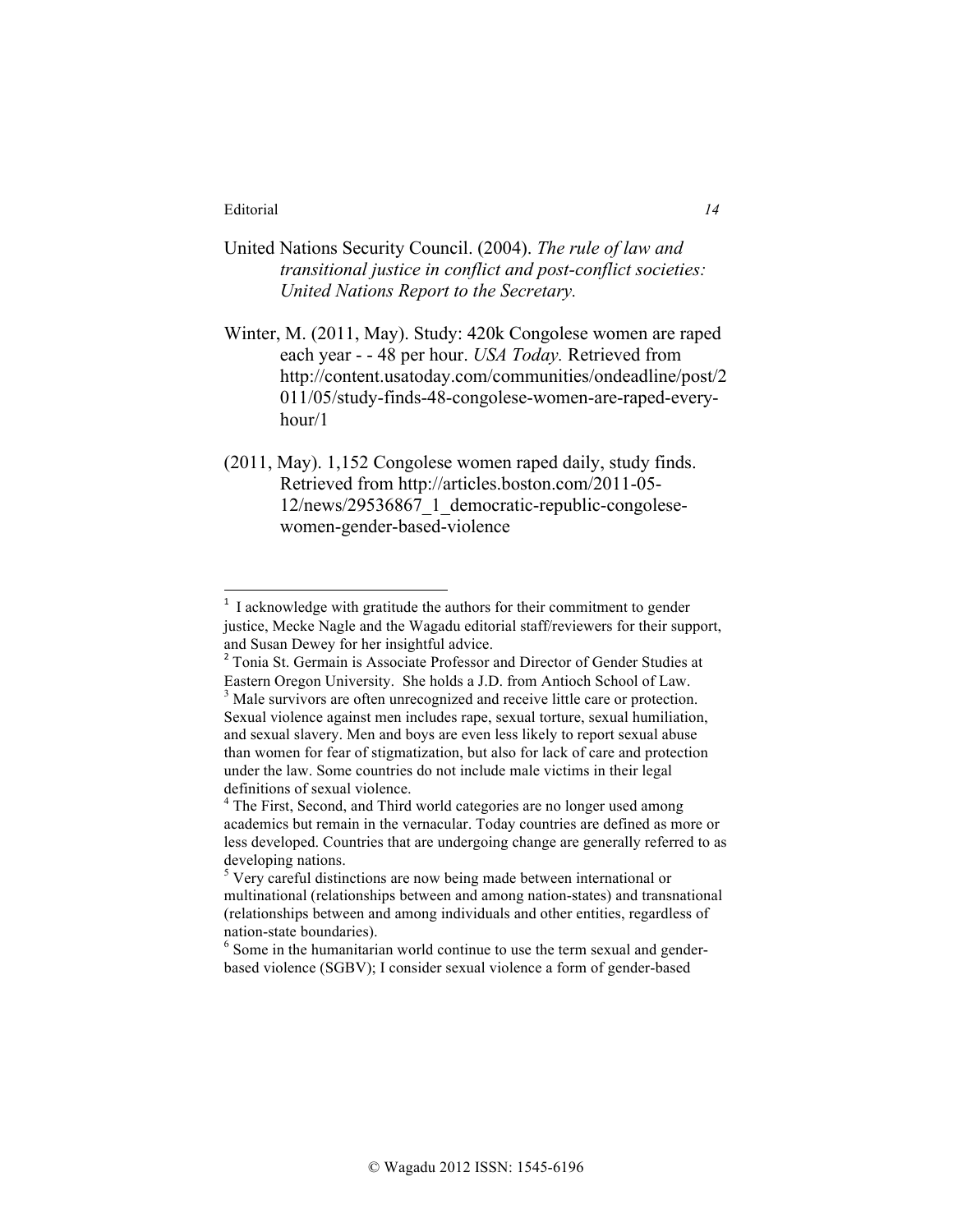United Nations Security Council. (2004). *The rule of law and transitional justice in conflict and post-conflict societies: United Nations Report to the Secretary.*

Winter, M. (2011, May). Study: 420k Congolese women are raped each year - - 48 per hour. *USA Today.* Retrieved from http://content.usatoday.com/communities/ondeadline/post/2011/05/study-finds-48-congolese-women-are-raped-every-hour/1

(2011, May). 1,152 Congolese women raped daily, study finds. Retrieved from http://articles.boston.com/2011-05-12/news/29536867_1_democratic-republic-congolese-women-gender-based-violence

---

[1] I acknowledge with gratitude the authors for their commitment to gender justice, Mecke Nagle and the Wagadu editorial staff/reviewers for their support, and Susan Dewey for her insightful advice.

[2] Tonia St. Germain is Associate Professor and Director of Gender Studies at Eastern Oregon University. She holds a J.D. from Antioch School of Law.

[3] Male survivors are often unrecognized and receive little care or protection. Sexual violence against men includes rape, sexual torture, sexual humiliation, and sexual slavery. Men and boys are even less likely to report sexual abuse than women for fear of stigmatization, but also for lack of care and protection under the law. Some countries do not include male victims in their legal definitions of sexual violence.

[4] The First, Second, and Third world categories are no longer used among academics but remain in the vernacular. Today countries are defined as more or less developed. Countries that are undergoing change are generally referred to as developing nations.

[5] Very careful distinctions are now being made between international or multinational (relationships between and among nation-states) and transnational (relationships between and among individuals and other entities, regardless of nation-state boundaries).

[6] Some in the humanitarian world continue to use the term sexual and gender-based violence (SGBV); I consider sexual violence a form of gender-based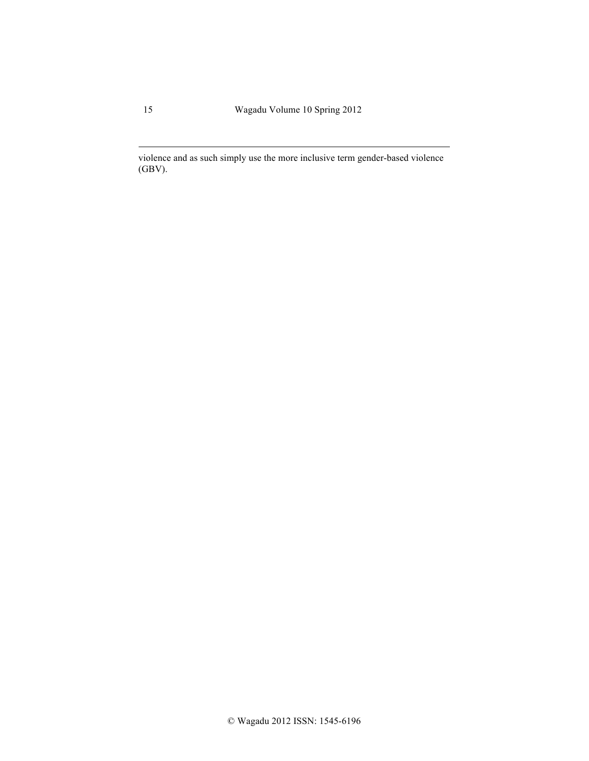violence and as such simply use the more inclusive term gender-based violence (GBV).